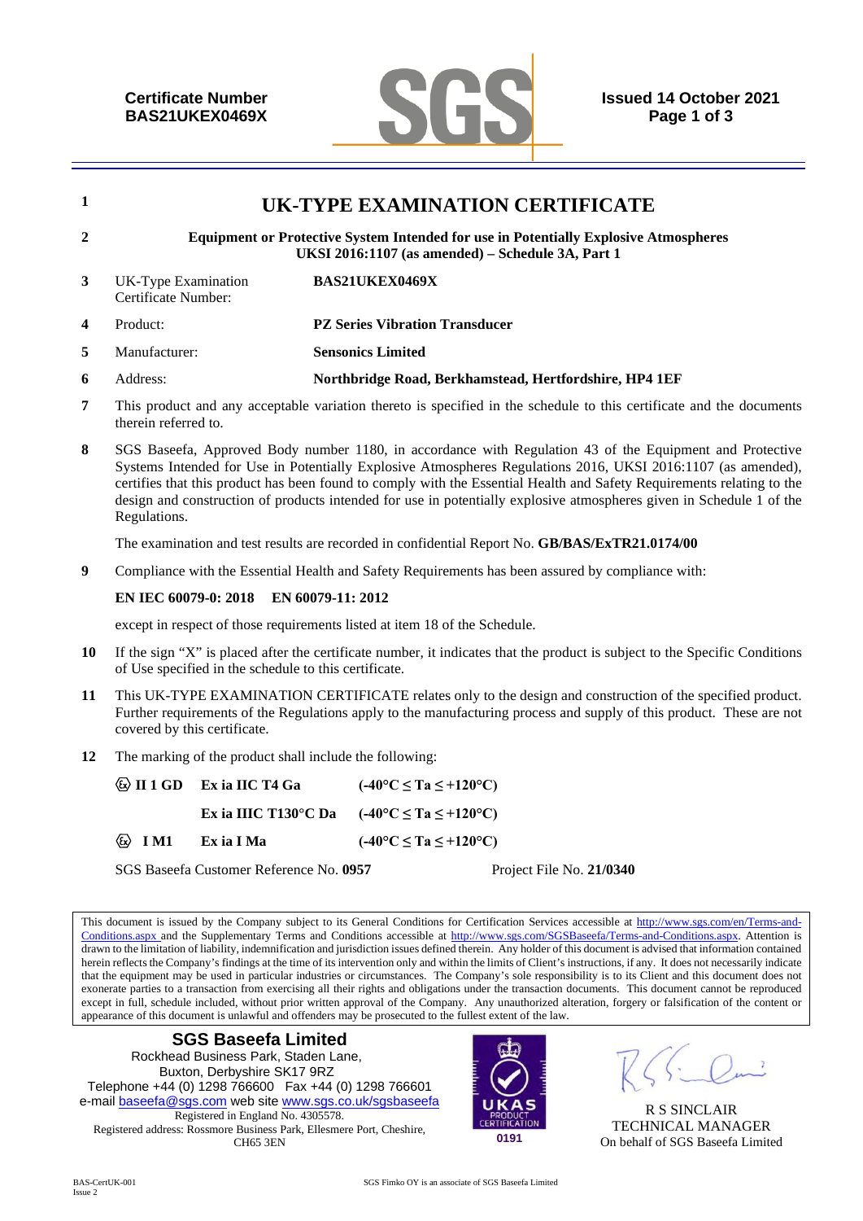**Certificate Number**
**BAS21UKEX0469X**

**Issued 14 October 2021**

1 # UK-TYPE EXAMINATION CERTIFICATE

2 **Equipment or Protective System Intended for use in Potentially Explosive Atmospheres**
**UKSI 2016:1107 (as amended) – Schedule 3A, Part 1**

| | | |
|---|---|---|
| 3 | UK-Type Examination Certificate Number: | **BAS21UKEX0469X** |
| 4 | Product: | **PZ Series Vibration Transducer** |
| 5 | Manufacturer: | **Sensonics Limited** |
| 6 | Address: | **Northbridge Road, Berkhamstead, Hertfordshire, HP4 1EF** |

7 This product and any acceptable variation thereto is specified in the schedule to this certificate and the documents therein referred to.

8 SGS Baseefa, Approved Body number 1180, in accordance with Regulation 43 of the Equipment and Protective Systems Intended for Use in Potentially Explosive Atmospheres Regulations 2016, UKSI 2016:1107 (as amended), certifies that this product has been found to comply with the Essential Health and Safety Requirements relating to the design and construction of products intended for use in potentially explosive atmospheres given in Schedule 1 of the Regulations.

The examination and test results are recorded in confidential Report No. **GB/BAS/ExTR21.0174/00**

9 Compliance with the Essential Health and Safety Requirements has been assured by compliance with:

**EN IEC 60079-0: 2018 EN 60079-11: 2012**

except in respect of those requirements listed at item 18 of the Schedule.

10 If the sign "X" is placed after the certificate number, it indicates that the product is subject to the Specific Conditions of Use specified in the schedule to this certificate.

11 This UK-TYPE EXAMINATION CERTIFICATE relates only to the design and construction of the specified product. Further requirements of the Regulations apply to the manufacturing process and supply of this product. These are not covered by this certificate.

12 The marking of the product shall include the following:

| | | |
|---|---|---|
| **Ex II 1 GD** | **Ex ia IIC T4 Ga** | **(-40°C ≤ Ta ≤ +120°C)** |
| | **Ex ia IIIC T130°C Da** | **(-40°C ≤ Ta ≤ +120°C)** |
| **Ex I M1** | **Ex ia I Ma** | **(-40°C ≤ Ta ≤ +120°C)** |

SGS Baseefa Customer Reference No. **0957** Project File No. **21/0340**

This document is issued by the Company subject to its General Conditions for Certification Services accessible at http://www.sgs.com/en/Terms-and-Conditions.aspx and the Supplementary Terms and Conditions accessible at http://www.sgs.com/SGSBaseefa/Terms-and-Conditions.aspx. Attention is drawn to the limitation of liability, indemnification and jurisdiction issues defined therein. Any holder of this document is advised that information contained herein reflects the Company's findings at the time of its intervention only and within the limits of Client's instructions, if any. It does not necessarily indicate that the equipment may be used in particular industries or circumstances. The Company's sole responsibility is to its Client and this document does not exonerate parties to a transaction from exercising all their rights and obligations under the transaction documents. This document cannot be reproduced except in full, schedule included, without prior written approval of the Company. Any unauthorized alteration, forgery or falsification of the content or appearance of this document is unlawful and offenders may be prosecuted to the fullest extent of the law.

**SGS Baseefa Limited**
Rockhead Business Park, Staden Lane,
Buxton, Derbyshire SK17 9RZ
Telephone +44 (0) 1298 766600 Fax +44 (0) 1298 766601
e-mail baseefa@sgs.com web site www.sgs.co.uk/sgsbaseefa
Registered in England No. 4305578.
Registered address: Rossmore Business Park, Ellesmere Port, Cheshire, CH65 3EN

UKAS PRODUCT CERTIFICATION 0191

R S SINCLAIR
TECHNICAL MANAGER
On behalf of SGS Baseefa Limited

BAS-CertUK-001
Issue 2

SGS Fimko OY is an associate of SGS Baseefa Limited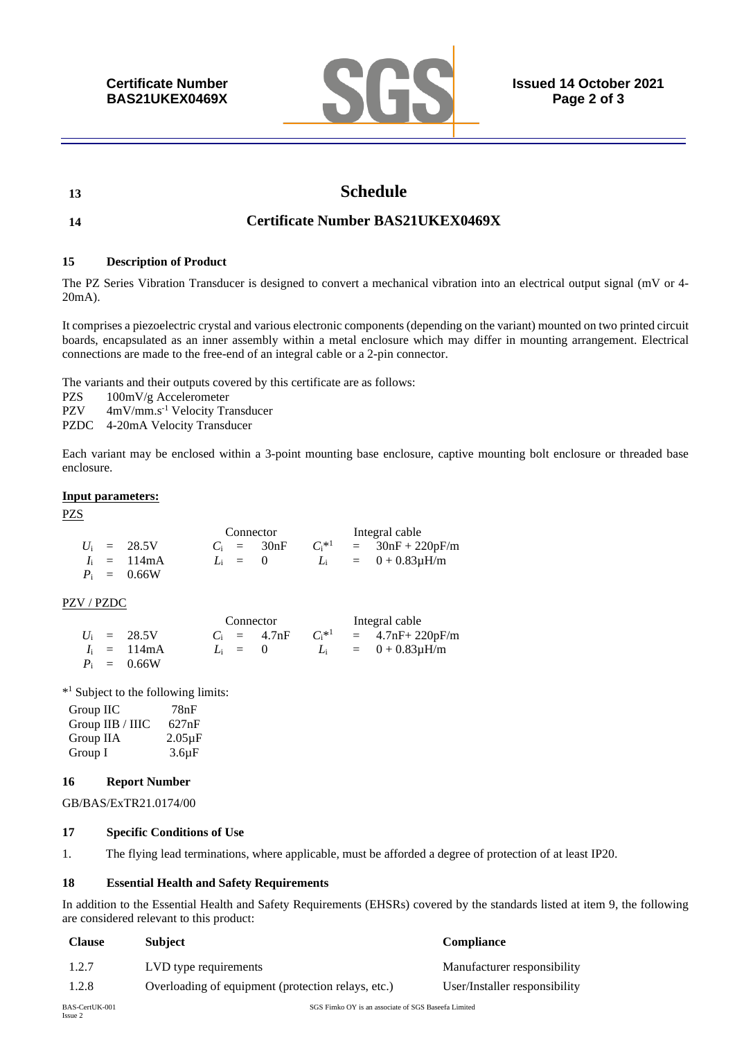## 13 Schedule

## 14 Certificate Number BAS21UKEX0469X

### 15 Description of Product

The PZ Series Vibration Transducer is designed to convert a mechanical vibration into an electrical output signal (mV or 4-20mA).

It comprises a piezoelectric crystal and various electronic components (depending on the variant) mounted on two printed circuit boards, encapsulated as an inner assembly within a metal enclosure which may differ in mounting arrangement. Electrical connections are made to the free-end of an integral cable or a 2-pin connector.

The variants and their outputs covered by this certificate are as follows:

PZS 100mV/g Accelerometer
PZV 4mV/mm.$s^{-1}$ Velocity Transducer
PZDC 4-20mA Velocity Transducer

Each variant may be enclosed within a 3-point mounting base enclosure, captive mounting bolt enclosure or threaded base enclosure.

**Input parameters:**

PZS

| | Connector | Integral cable |
|---|---|---|
| $U_i$ = 28.5V | $C_i$ = 30nF | $C_i$*[1] = 30nF + 220pF/m |
| $I_i$ = 114mA | $L_i$ = 0 | $L_i$ = 0 + 0.83μH/m |
| $P_i$ = 0.66W | | |

PZV / PZDC

| | Connector | Integral cable |
|---|---|---|
| $U_i$ = 28.5V | $C_i$ = 4.7nF | $C_i$*[1] = 4.7nF+ 220pF/m |
| $I_i$ = 114mA | $L_i$ = 0 | $L_i$ = 0 + 0.83μH/m |
| $P_i$ = 0.66W | | |

*[1] Subject to the following limits:

| | |
|---|---|
| Group IIC | 78nF |
| Group IIB / IIIC | 627nF |
| Group IIA | 2.05μF |
| Group I | 3.6μF |

### 16 Report Number

GB/BAS/ExTR21.0174/00

### 17 Specific Conditions of Use

1. The flying lead terminations, where applicable, must be afforded a degree of protection of at least IP20.

### 18 Essential Health and Safety Requirements

In addition to the Essential Health and Safety Requirements (EHSRs) covered by the standards listed at item 9, the following are considered relevant to this product:

| Clause | Subject | Compliance |
|---|---|---|
| 1.2.7 | LVD type requirements | Manufacturer responsibility |
| 1.2.8 | Overloading of equipment (protection relays, etc.) | User/Installer responsibility |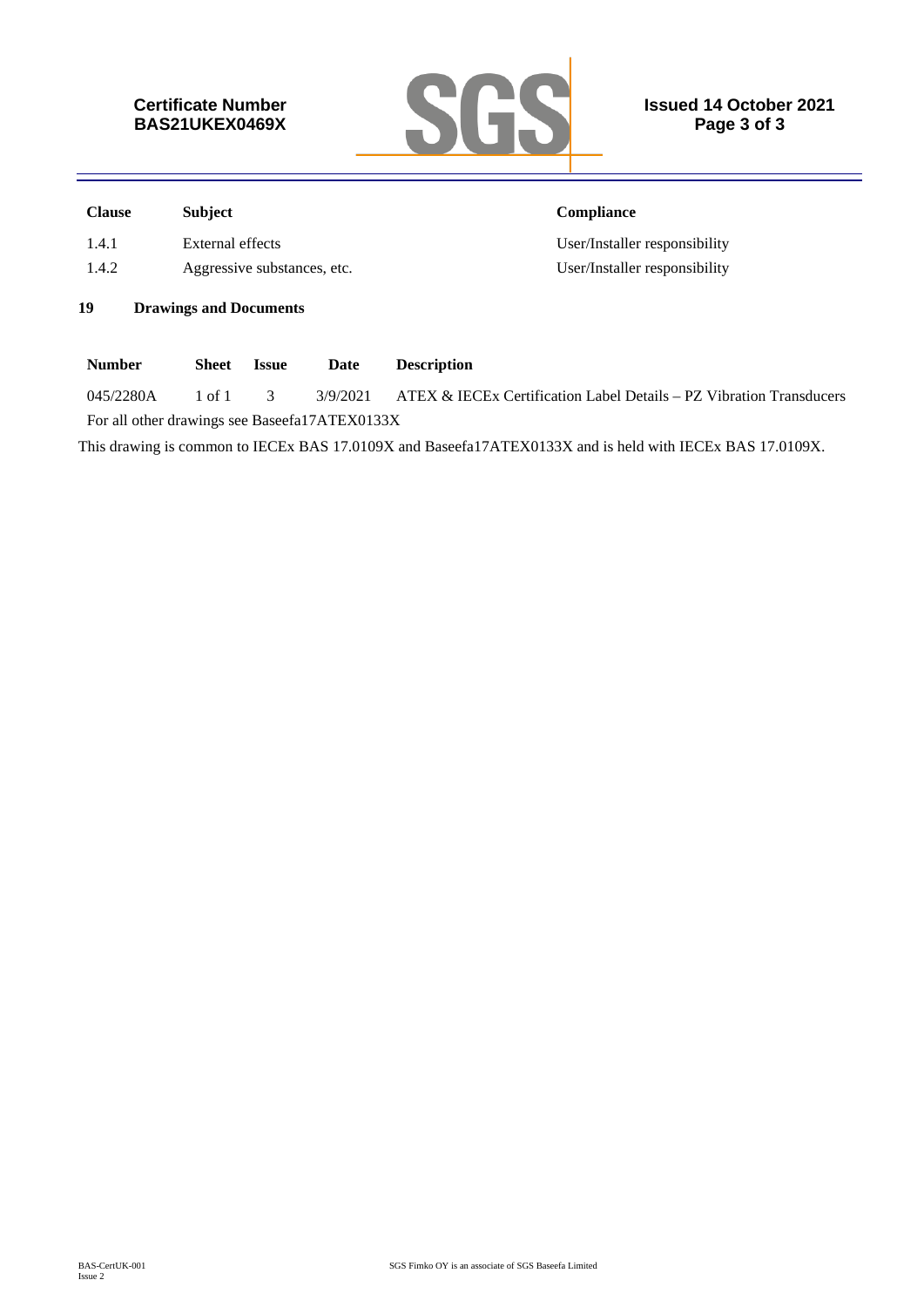| Clause | Subject | Compliance |
| --- | --- | --- |
| 1.4.1 | External effects | User/Installer responsibility |
| 1.4.2 | Aggressive substances, etc. | User/Installer responsibility |

## 19 Drawings and Documents

| Number | Sheet | Issue | Date | Description |
| --- | --- | --- | --- | --- |
| 045/2280A | 1 of 1 | 3 | 3/9/2021 | ATEX & IECEx Certification Label Details – PZ Vibration Transducers |

For all other drawings see Baseefa17ATEX0133X

This drawing is common to IECEx BAS 17.0109X and Baseefa17ATEX0133X and is held with IECEx BAS 17.0109X.

BAS-CertUK-001
Issue 2

SGS Fimko OY is an associate of SGS Baseefa Limited